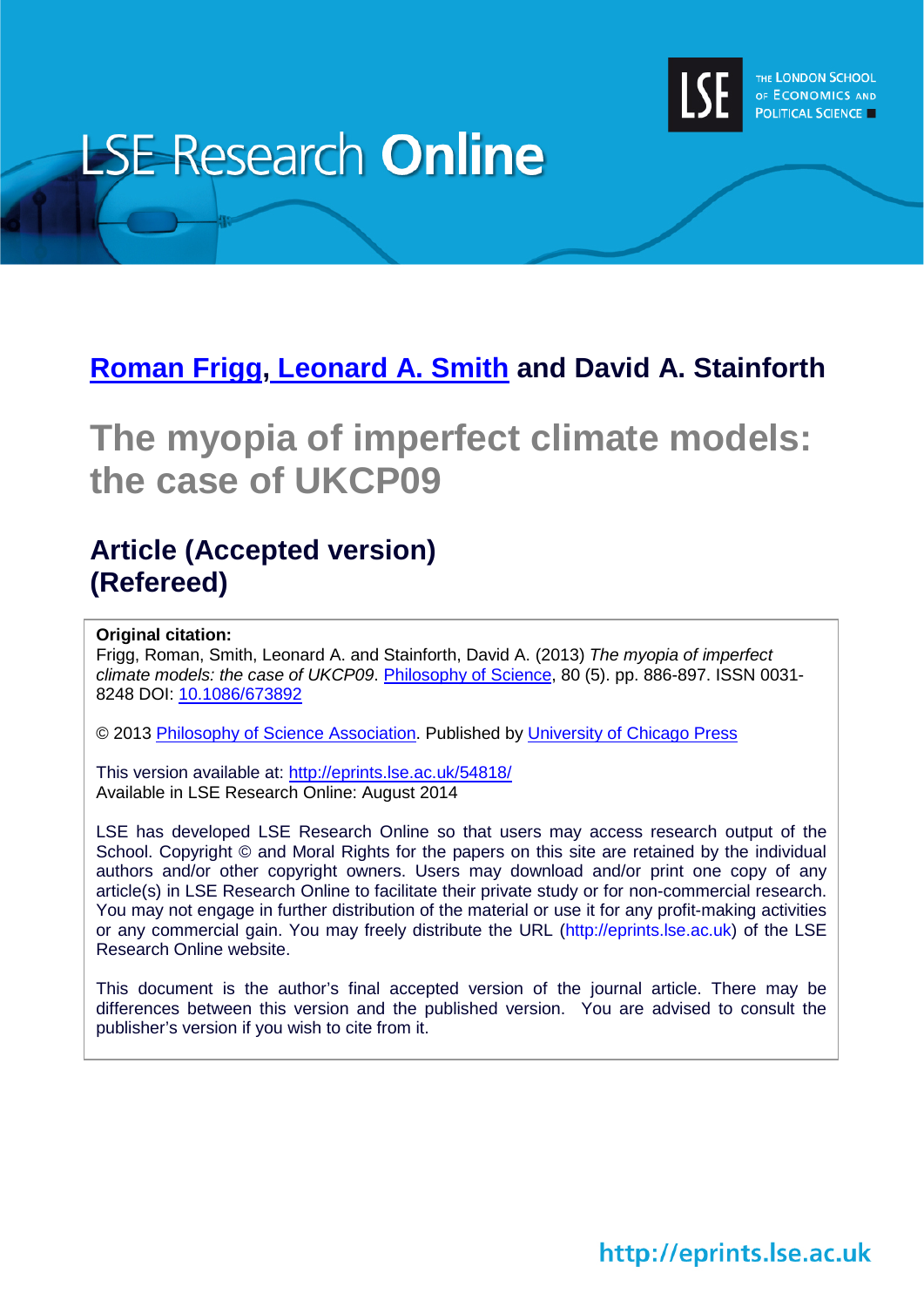LSE Research **Online**

THE LONDON SCHOOL OF ECONOMICS AND POLITICAL SCIENCE

**Roman Frigg, Leonard A. Smith and David A. Stainforth**

# The myopia of imperfect climate models: the case of UKCP09

## Article (Accepted version) (Refereed)

**Original citation:**
Frigg, Roman, Smith, Leonard A. and Stainforth, David A. (2013) *The myopia of imperfect climate models: the case of UKCP09*. Philosophy of Science, 80 (5). pp. 886-897. ISSN 0031-8248 DOI: 10.1086/673892

© 2013 Philosophy of Science Association. Published by University of Chicago Press

This version available at: http://eprints.lse.ac.uk/54818/
Available in LSE Research Online: August 2014

LSE has developed LSE Research Online so that users may access research output of the School. Copyright © and Moral Rights for the papers on this site are retained by the individual authors and/or other copyright owners. Users may download and/or print one copy of any article(s) in LSE Research Online to facilitate their private study or for non-commercial research. You may not engage in further distribution of the material or use it for any profit-making activities or any commercial gain. You may freely distribute the URL (http://eprints.lse.ac.uk) of the LSE Research Online website.

This document is the author's final accepted version of the journal article. There may be differences between this version and the published version. You are advised to consult the publisher's version if you wish to cite from it.

http://eprints.lse.ac.uk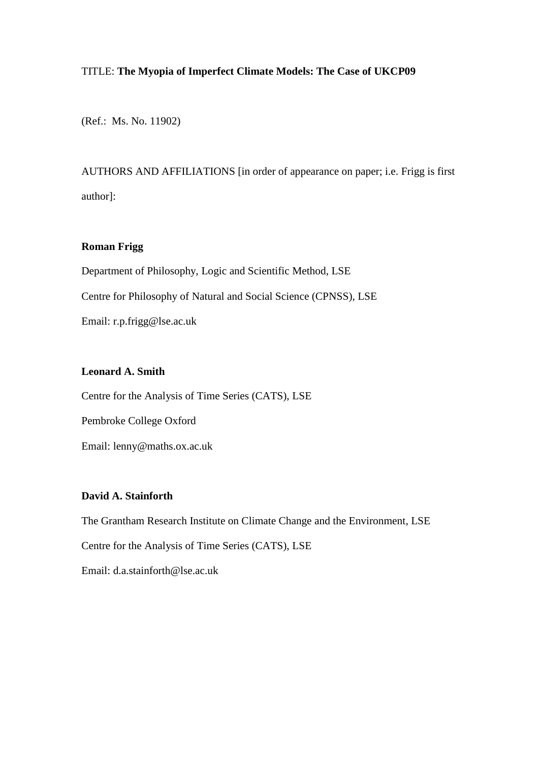TITLE: **The Myopia of Imperfect Climate Models: The Case of UKCP09**

(Ref.: Ms. No. 11902)

AUTHORS AND AFFILIATIONS [in order of appearance on paper; i.e. Frigg is first author]:

**Roman Frigg**

Department of Philosophy, Logic and Scientific Method, LSE

Centre for Philosophy of Natural and Social Science (CPNSS), LSE

Email: r.p.frigg@lse.ac.uk

**Leonard A. Smith**

Centre for the Analysis of Time Series (CATS), LSE

Pembroke College Oxford

Email: lenny@maths.ox.ac.uk

**David A. Stainforth**

The Grantham Research Institute on Climate Change and the Environment, LSE

Centre for the Analysis of Time Series (CATS), LSE

Email: d.a.stainforth@lse.ac.uk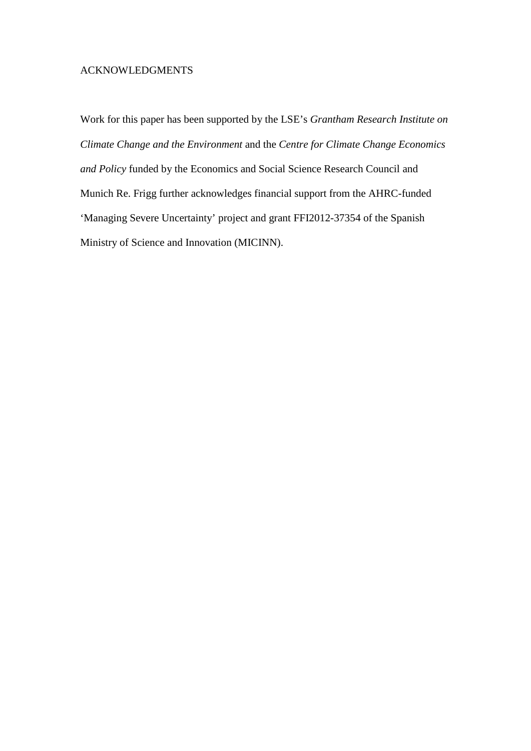# ACKNOWLEDGMENTS

Work for this paper has been supported by the LSE's *Grantham Research Institute on Climate Change and the Environment* and the *Centre for Climate Change Economics and Policy* funded by the Economics and Social Science Research Council and Munich Re. Frigg further acknowledges financial support from the AHRC-funded 'Managing Severe Uncertainty' project and grant FFI2012-37354 of the Spanish Ministry of Science and Innovation (MICINN).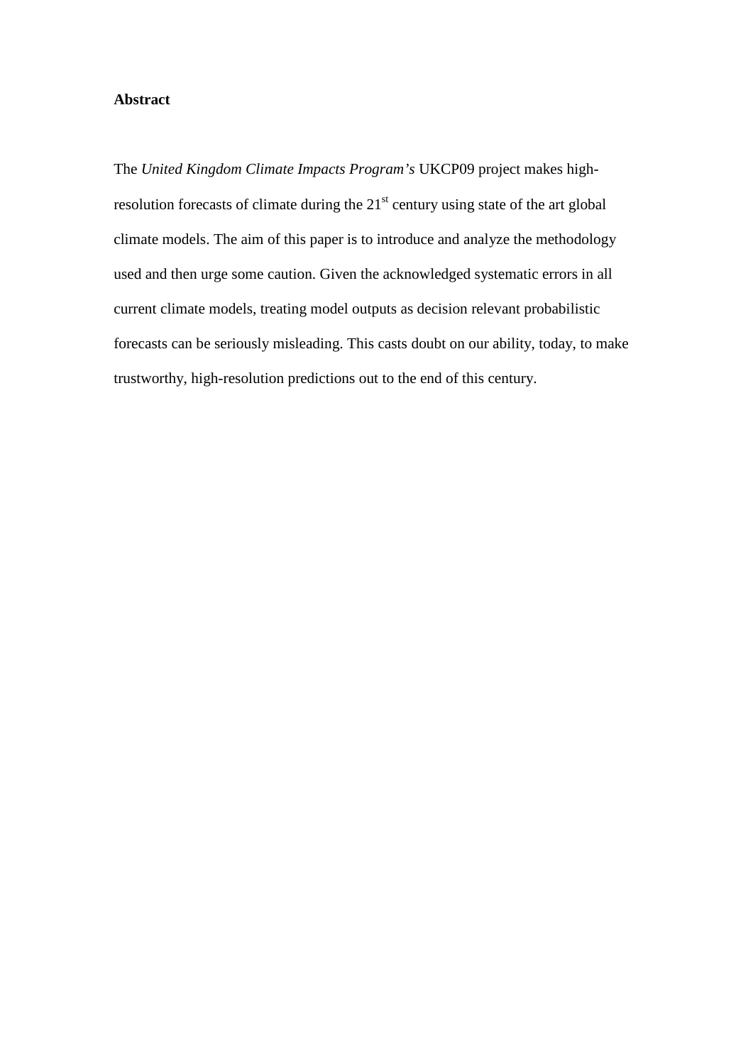**Abstract**

The *United Kingdom Climate Impacts Program's* UKCP09 project makes high-resolution forecasts of climate during the 21st century using state of the art global climate models. The aim of this paper is to introduce and analyze the methodology used and then urge some caution. Given the acknowledged systematic errors in all current climate models, treating model outputs as decision relevant probabilistic forecasts can be seriously misleading. This casts doubt on our ability, today, to make trustworthy, high-resolution predictions out to the end of this century.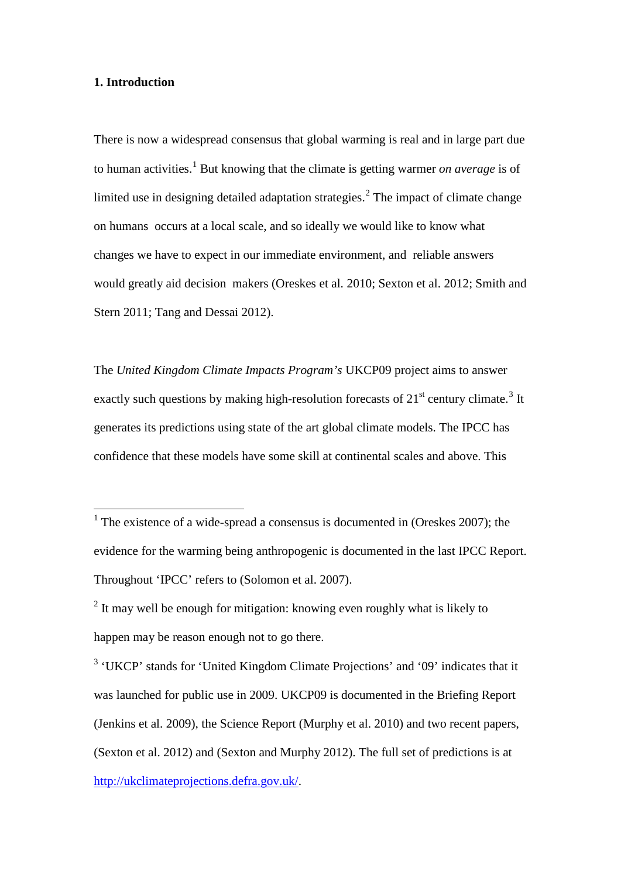## 1. Introduction

There is now a widespread consensus that global warming is real and in large part due to human activities.[1] But knowing that the climate is getting warmer *on average* is of limited use in designing detailed adaptation strategies.[2] The impact of climate change on humans occurs at a local scale, and so ideally we would like to know what changes we have to expect in our immediate environment, and reliable answers would greatly aid decision makers (Oreskes et al. 2010; Sexton et al. 2012; Smith and Stern 2011; Tang and Dessai 2012).

The *United Kingdom Climate Impacts Program's* UKCP09 project aims to answer exactly such questions by making high-resolution forecasts of 21st century climate.[3] It generates its predictions using state of the art global climate models. The IPCC has confidence that these models have some skill at continental scales and above. This

---

[1] The existence of a wide-spread a consensus is documented in (Oreskes 2007); the evidence for the warming being anthropogenic is documented in the last IPCC Report. Throughout 'IPCC' refers to (Solomon et al. 2007).

[2] It may well be enough for mitigation: knowing even roughly what is likely to happen may be reason enough not to go there.

[3] 'UKCP' stands for 'United Kingdom Climate Projections' and '09' indicates that it was launched for public use in 2009. UKCP09 is documented in the Briefing Report (Jenkins et al. 2009), the Science Report (Murphy et al. 2010) and two recent papers, (Sexton et al. 2012) and (Sexton and Murphy 2012). The full set of predictions is at http://ukclimateprojections.defra.gov.uk/.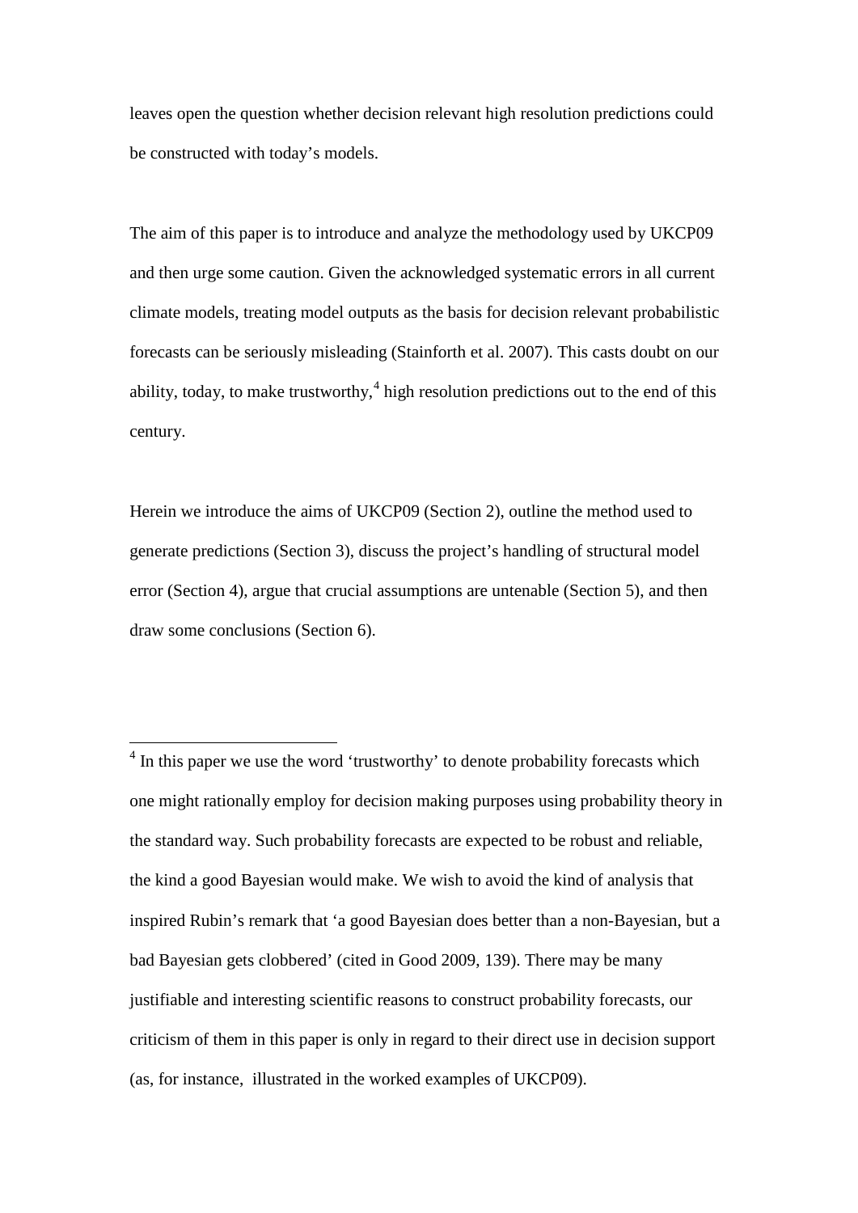leaves open the question whether decision relevant high resolution predictions could be constructed with today's models.

The aim of this paper is to introduce and analyze the methodology used by UKCP09 and then urge some caution. Given the acknowledged systematic errors in all current climate models, treating model outputs as the basis for decision relevant probabilistic forecasts can be seriously misleading (Stainforth et al. 2007). This casts doubt on our ability, today, to make trustworthy,[4] high resolution predictions out to the end of this century.

Herein we introduce the aims of UKCP09 (Section 2), outline the method used to generate predictions (Section 3), discuss the project's handling of structural model error (Section 4), argue that crucial assumptions are untenable (Section 5), and then draw some conclusions (Section 6).

[4] In this paper we use the word 'trustworthy' to denote probability forecasts which one might rationally employ for decision making purposes using probability theory in the standard way. Such probability forecasts are expected to be robust and reliable, the kind a good Bayesian would make. We wish to avoid the kind of analysis that inspired Rubin's remark that 'a good Bayesian does better than a non-Bayesian, but a bad Bayesian gets clobbered' (cited in Good 2009, 139). There may be many justifiable and interesting scientific reasons to construct probability forecasts, our criticism of them in this paper is only in regard to their direct use in decision support (as, for instance, illustrated in the worked examples of UKCP09).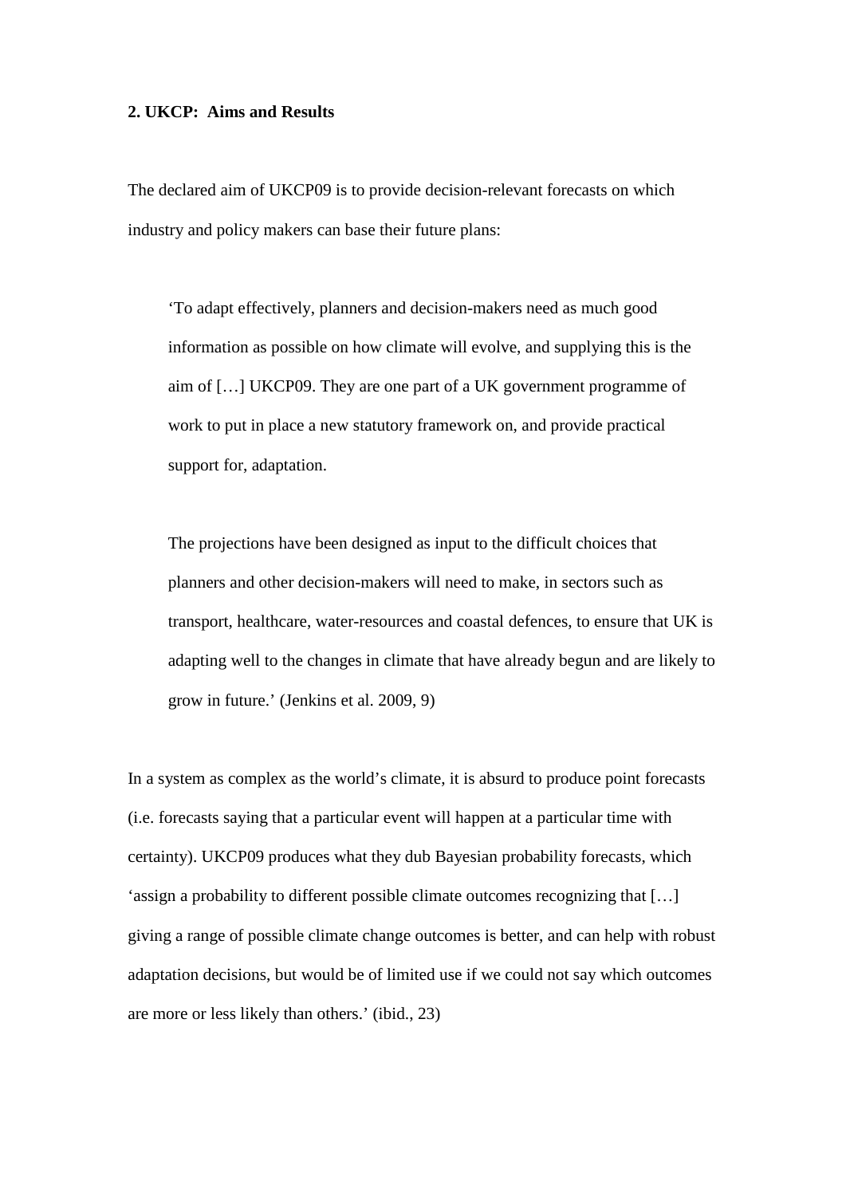**2. UKCP: Aims and Results**

The declared aim of UKCP09 is to provide decision-relevant forecasts on which industry and policy makers can base their future plans:

> 'To adapt effectively, planners and decision-makers need as much good information as possible on how climate will evolve, and supplying this is the aim of […] UKCP09. They are one part of a UK government programme of work to put in place a new statutory framework on, and provide practical support for, adaptation.
>
> The projections have been designed as input to the difficult choices that planners and other decision-makers will need to make, in sectors such as transport, healthcare, water-resources and coastal defences, to ensure that UK is adapting well to the changes in climate that have already begun and are likely to grow in future.' (Jenkins et al. 2009, 9)

In a system as complex as the world's climate, it is absurd to produce point forecasts (i.e. forecasts saying that a particular event will happen at a particular time with certainty). UKCP09 produces what they dub Bayesian probability forecasts, which 'assign a probability to different possible climate outcomes recognizing that […] giving a range of possible climate change outcomes is better, and can help with robust adaptation decisions, but would be of limited use if we could not say which outcomes are more or less likely than others.' (ibid., 23)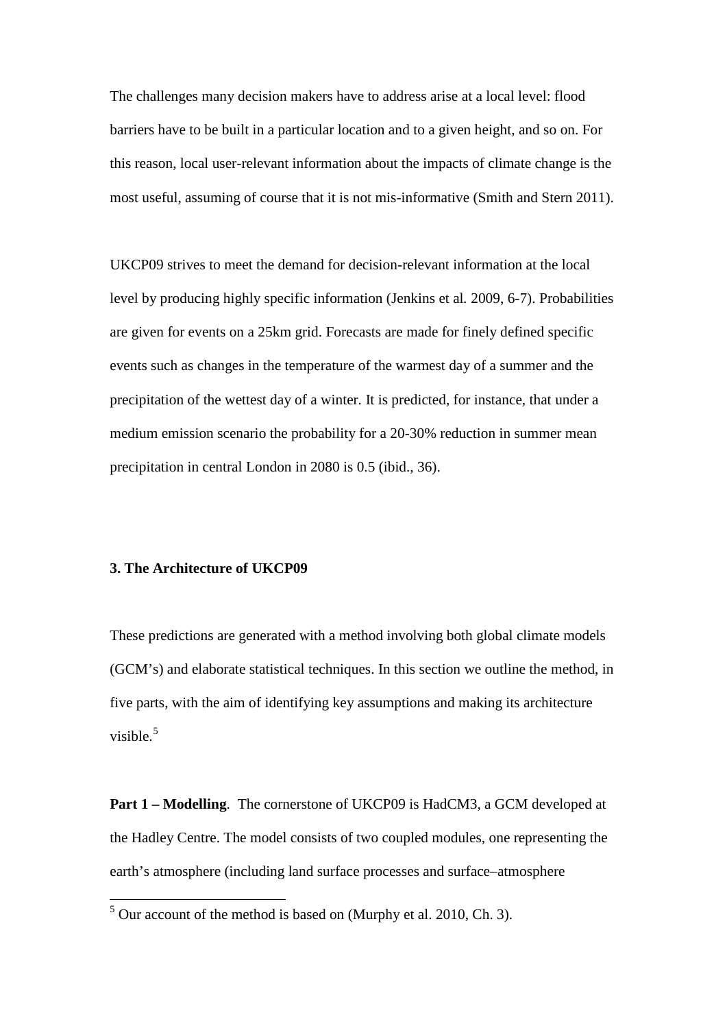The challenges many decision makers have to address arise at a local level: flood barriers have to be built in a particular location and to a given height, and so on. For this reason, local user-relevant information about the impacts of climate change is the most useful, assuming of course that it is not mis-informative (Smith and Stern 2011).

UKCP09 strives to meet the demand for decision-relevant information at the local level by producing highly specific information (Jenkins et al. 2009, 6-7). Probabilities are given for events on a 25km grid. Forecasts are made for finely defined specific events such as changes in the temperature of the warmest day of a summer and the precipitation of the wettest day of a winter. It is predicted, for instance, that under a medium emission scenario the probability for a 20-30% reduction in summer mean precipitation in central London in 2080 is 0.5 (ibid., 36).

### 3. The Architecture of UKCP09

These predictions are generated with a method involving both global climate models (GCM's) and elaborate statistical techniques. In this section we outline the method, in five parts, with the aim of identifying key assumptions and making its architecture visible.[5]

**Part 1 – Modelling**. The cornerstone of UKCP09 is HadCM3, a GCM developed at the Hadley Centre. The model consists of two coupled modules, one representing the earth's atmosphere (including land surface processes and surface–atmosphere

[5] Our account of the method is based on (Murphy et al. 2010, Ch. 3).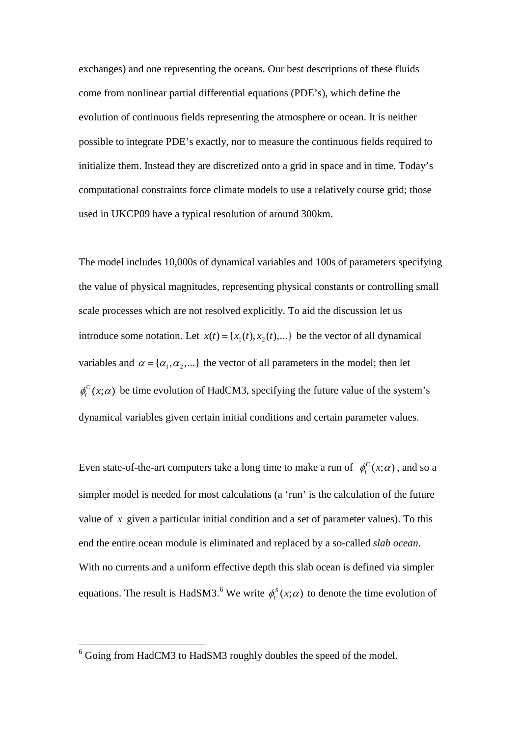exchanges) and one representing the oceans. Our best descriptions of these fluids come from nonlinear partial differential equations (PDE's), which define the evolution of continuous fields representing the atmosphere or ocean. It is neither possible to integrate PDE's exactly, nor to measure the continuous fields required to initialize them. Instead they are discretized onto a grid in space and in time. Today's computational constraints force climate models to use a relatively course grid; those used in UKCP09 have a typical resolution of around 300km.

The model includes 10,000s of dynamical variables and 100s of parameters specifying the value of physical magnitudes, representing physical constants or controlling small scale processes which are not resolved explicitly. To aid the discussion let us introduce some notation. Let $x(t) = \{x_1(t), x_2(t), ...\}$ be the vector of all dynamical variables and $\alpha = \{\alpha_1, \alpha_2, ...\}$ the vector of all parameters in the model; then let $\phi_t^C(x;\alpha)$ be time evolution of HadCM3, specifying the future value of the system's dynamical variables given certain initial conditions and certain parameter values.

Even state-of-the-art computers take a long time to make a run of $\phi_t^C(x;\alpha)$, and so a simpler model is needed for most calculations (a 'run' is the calculation of the future value of $x$ given a particular initial condition and a set of parameter values). To this end the entire ocean module is eliminated and replaced by a so-called *slab ocean*. With no currents and a uniform effective depth this slab ocean is defined via simpler equations. The result is HadSM3.[6] We write $\phi_t^S(x;\alpha)$ to denote the time evolution of

[6] Going from HadCM3 to HadSM3 roughly doubles the speed of the model.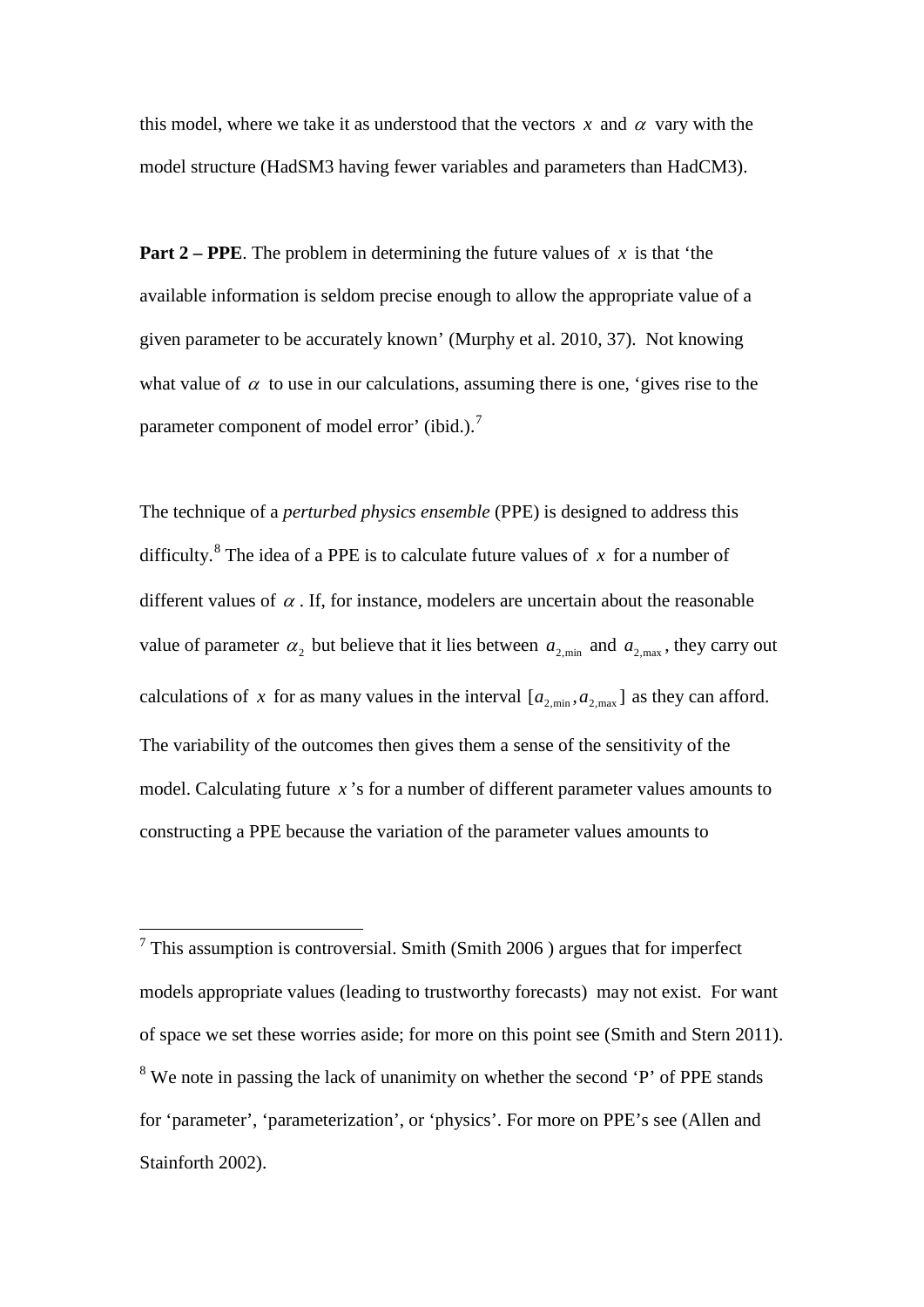this model, where we take it as understood that the vectors $x$ and $\alpha$ vary with the model structure (HadSM3 having fewer variables and parameters than HadCM3).

**Part 2 – PPE**. The problem in determining the future values of $x$ is that 'the available information is seldom precise enough to allow the appropriate value of a given parameter to be accurately known' (Murphy et al. 2010, 37). Not knowing what value of $\alpha$ to use in our calculations, assuming there is one, 'gives rise to the parameter component of model error' (ibid.).[7]

The technique of a *perturbed physics ensemble* (PPE) is designed to address this difficulty.[8] The idea of a PPE is to calculate future values of $x$ for a number of different values of $\alpha$. If, for instance, modelers are uncertain about the reasonable value of parameter $\alpha_2$ but believe that it lies between $a_{2,\min}$ and $a_{2,\max}$, they carry out calculations of $x$ for as many values in the interval $[a_{2,\min}, a_{2,\max}]$ as they can afford. The variability of the outcomes then gives them a sense of the sensitivity of the model. Calculating future $x$'s for a number of different parameter values amounts to constructing a PPE because the variation of the parameter values amounts to

---

[7] This assumption is controversial. Smith (Smith 2006 ) argues that for imperfect models appropriate values (leading to trustworthy forecasts) may not exist. For want of space we set these worries aside; for more on this point see (Smith and Stern 2011).

[8] We note in passing the lack of unanimity on whether the second 'P' of PPE stands for 'parameter', 'parameterization', or 'physics'. For more on PPE's see (Allen and Stainforth 2002).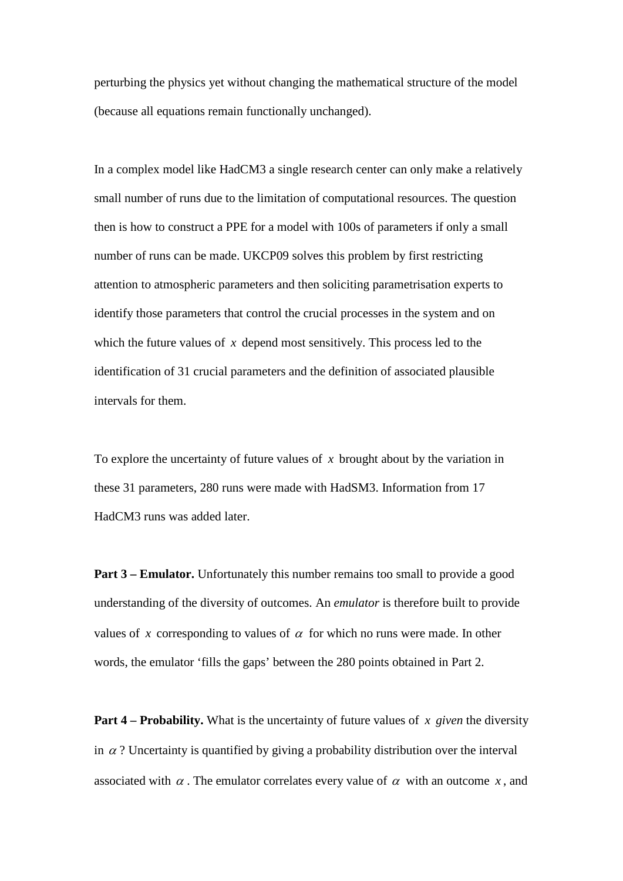perturbing the physics yet without changing the mathematical structure of the model (because all equations remain functionally unchanged).

In a complex model like HadCM3 a single research center can only make a relatively small number of runs due to the limitation of computational resources. The question then is how to construct a PPE for a model with 100s of parameters if only a small number of runs can be made. UKCP09 solves this problem by first restricting attention to atmospheric parameters and then soliciting parametrisation experts to identify those parameters that control the crucial processes in the system and on which the future values of $x$ depend most sensitively. This process led to the identification of 31 crucial parameters and the definition of associated plausible intervals for them.

To explore the uncertainty of future values of $x$ brought about by the variation in these 31 parameters, 280 runs were made with HadSM3. Information from 17 HadCM3 runs was added later.

**Part 3 – Emulator.** Unfortunately this number remains too small to provide a good understanding of the diversity of outcomes. An *emulator* is therefore built to provide values of $x$ corresponding to values of $\alpha$ for which no runs were made. In other words, the emulator 'fills the gaps' between the 280 points obtained in Part 2.

**Part 4 – Probability.** What is the uncertainty of future values of $x$ *given* the diversity in $\alpha$? Uncertainty is quantified by giving a probability distribution over the interval associated with $\alpha$. The emulator correlates every value of $\alpha$ with an outcome $x$, and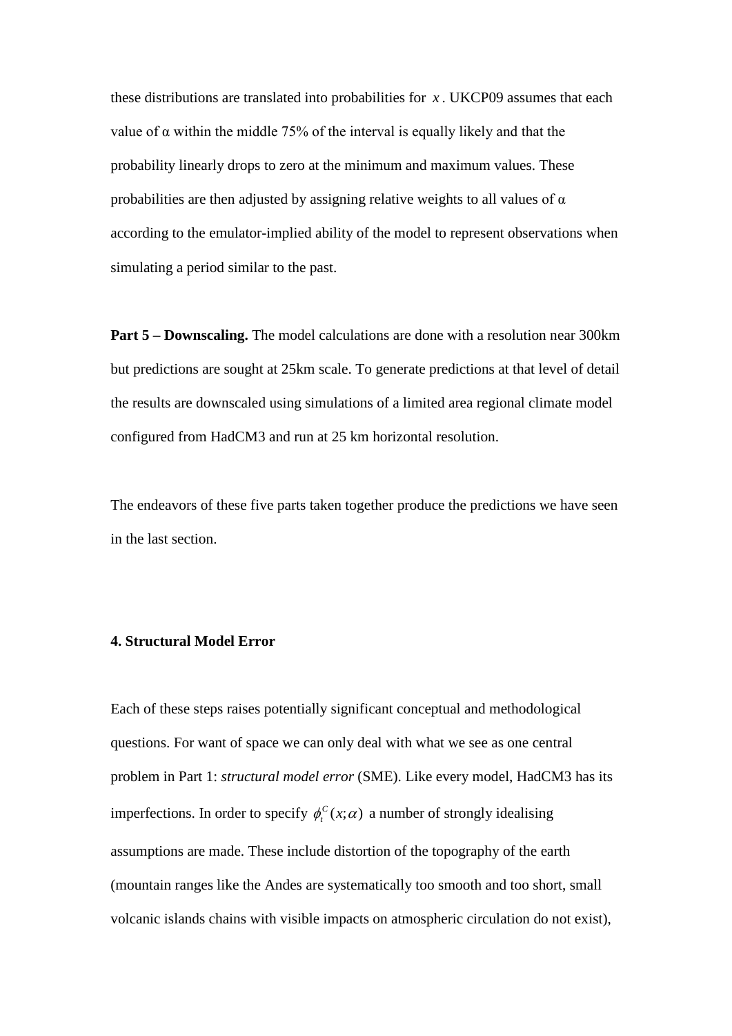these distributions are translated into probabilities for $x$. UKCP09 assumes that each value of α within the middle 75% of the interval is equally likely and that the probability linearly drops to zero at the minimum and maximum values. These probabilities are then adjusted by assigning relative weights to all values of α according to the emulator-implied ability of the model to represent observations when simulating a period similar to the past.

**Part 5 – Downscaling.** The model calculations are done with a resolution near 300km but predictions are sought at 25km scale. To generate predictions at that level of detail the results are downscaled using simulations of a limited area regional climate model configured from HadCM3 and run at 25 km horizontal resolution.

The endeavors of these five parts taken together produce the predictions we have seen in the last section.

#### 4. Structural Model Error

Each of these steps raises potentially significant conceptual and methodological questions. For want of space we can only deal with what we see as one central problem in Part 1: *structural model error* (SME). Like every model, HadCM3 has its imperfections. In order to specify $\phi_t^C(x;\alpha)$ a number of strongly idealising assumptions are made. These include distortion of the topography of the earth (mountain ranges like the Andes are systematically too smooth and too short, small volcanic islands chains with visible impacts on atmospheric circulation do not exist),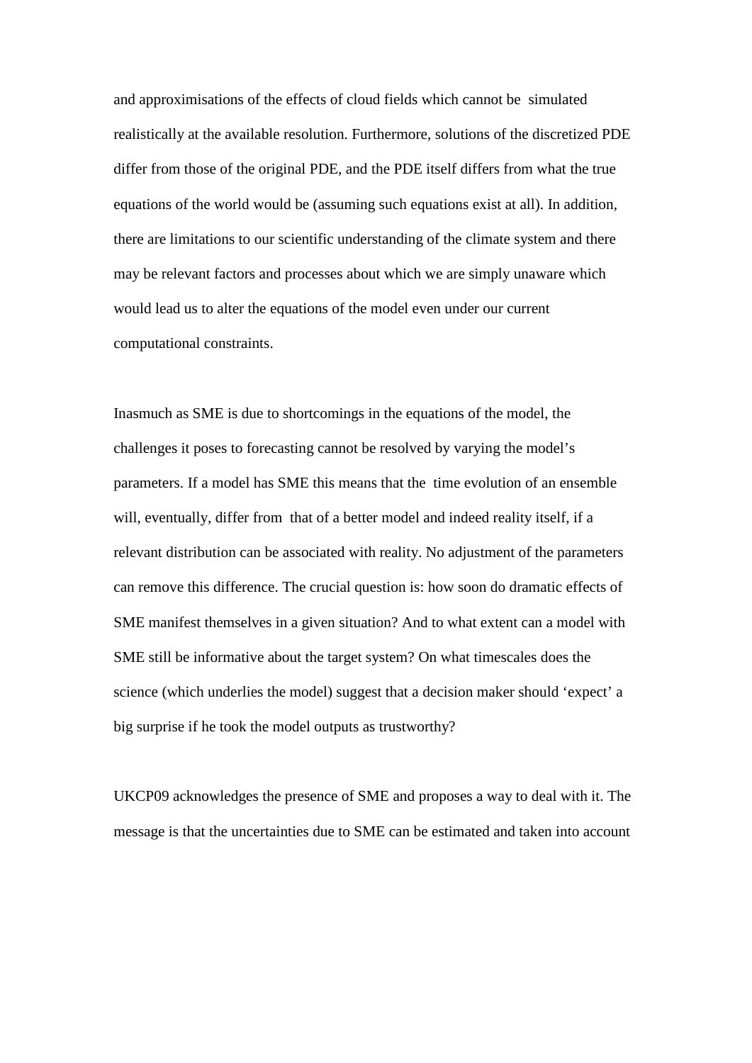and approximisations of the effects of cloud fields which cannot be simulated realistically at the available resolution. Furthermore, solutions of the discretized PDE differ from those of the original PDE, and the PDE itself differs from what the true equations of the world would be (assuming such equations exist at all). In addition, there are limitations to our scientific understanding of the climate system and there may be relevant factors and processes about which we are simply unaware which would lead us to alter the equations of the model even under our current computational constraints.

Inasmuch as SME is due to shortcomings in the equations of the model, the challenges it poses to forecasting cannot be resolved by varying the model's parameters. If a model has SME this means that the time evolution of an ensemble will, eventually, differ from that of a better model and indeed reality itself, if a relevant distribution can be associated with reality. No adjustment of the parameters can remove this difference. The crucial question is: how soon do dramatic effects of SME manifest themselves in a given situation? And to what extent can a model with SME still be informative about the target system? On what timescales does the science (which underlies the model) suggest that a decision maker should 'expect' a big surprise if he took the model outputs as trustworthy?

UKCP09 acknowledges the presence of SME and proposes a way to deal with it. The message is that the uncertainties due to SME can be estimated and taken into account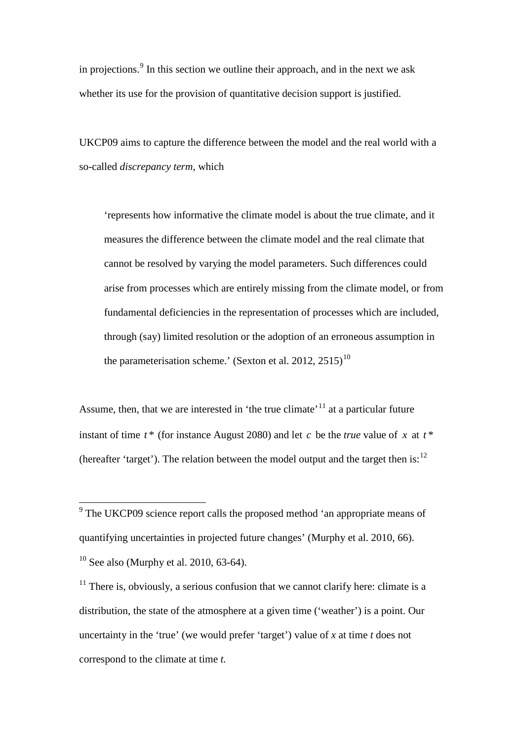in projections.[9] In this section we outline their approach, and in the next we ask whether its use for the provision of quantitative decision support is justified.

UKCP09 aims to capture the difference between the model and the real world with a so-called *discrepancy term*, which

> 'represents how informative the climate model is about the true climate, and it measures the difference between the climate model and the real climate that cannot be resolved by varying the model parameters. Such differences could arise from processes which are entirely missing from the climate model, or from fundamental deficiencies in the representation of processes which are included, through (say) limited resolution or the adoption of an erroneous assumption in the parameterisation scheme.' (Sexton et al. 2012, 2515)[10]

Assume, then, that we are interested in 'the true climate'[11] at a particular future instant of time $t^*$ (for instance August 2080) and let $c$ be the *true* value of $x$ at $t^*$ (hereafter 'target'). The relation between the model output and the target then is:[12]

---

[9] The UKCP09 science report calls the proposed method 'an appropriate means of quantifying uncertainties in projected future changes' (Murphy et al. 2010, 66).

[10] See also (Murphy et al. 2010, 63-64).

[11] There is, obviously, a serious confusion that we cannot clarify here: climate is a distribution, the state of the atmosphere at a given time ('weather') is a point. Our uncertainty in the 'true' (we would prefer 'target') value of *x* at time *t* does not correspond to the climate at time *t.*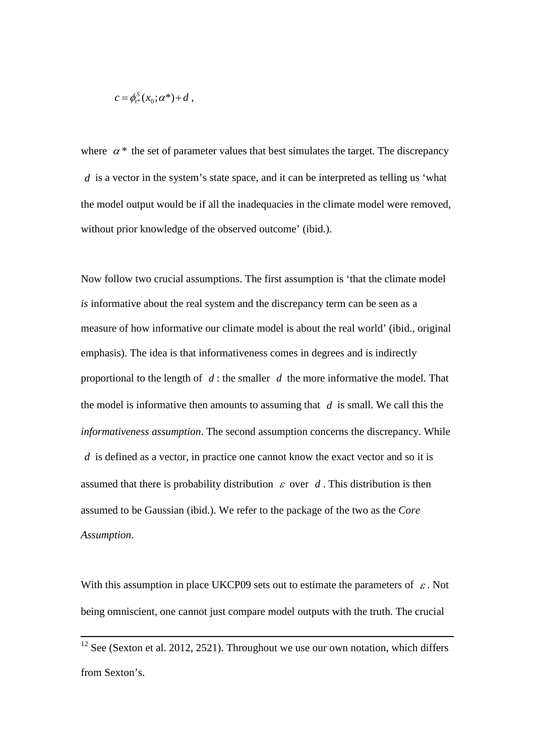$$c = \phi_{t^*}^{S}(x_0; \alpha^*) + d \ ,$$

where $\alpha^*$ the set of parameter values that best simulates the target. The discrepancy $d$ is a vector in the system's state space, and it can be interpreted as telling us 'what the model output would be if all the inadequacies in the climate model were removed, without prior knowledge of the observed outcome' (ibid.).

Now follow two crucial assumptions. The first assumption is 'that the climate model *is* informative about the real system and the discrepancy term can be seen as a measure of how informative our climate model is about the real world' (ibid., original emphasis). The idea is that informativeness comes in degrees and is indirectly proportional to the length of $d$: the smaller $d$ the more informative the model. That the model is informative then amounts to assuming that $d$ is small. We call this the *informativeness assumption*. The second assumption concerns the discrepancy. While $d$ is defined as a vector, in practice one cannot know the exact vector and so it is assumed that there is probability distribution $\varepsilon$ over $d$. This distribution is then assumed to be Gaussian (ibid.). We refer to the package of the two as the *Core Assumption*.

With this assumption in place UKCP09 sets out to estimate the parameters of $\varepsilon$. Not being omniscient, one cannot just compare model outputs with the truth. The crucial

---

[12] See (Sexton et al. 2012, 2521). Throughout we use our own notation, which differs from Sexton's.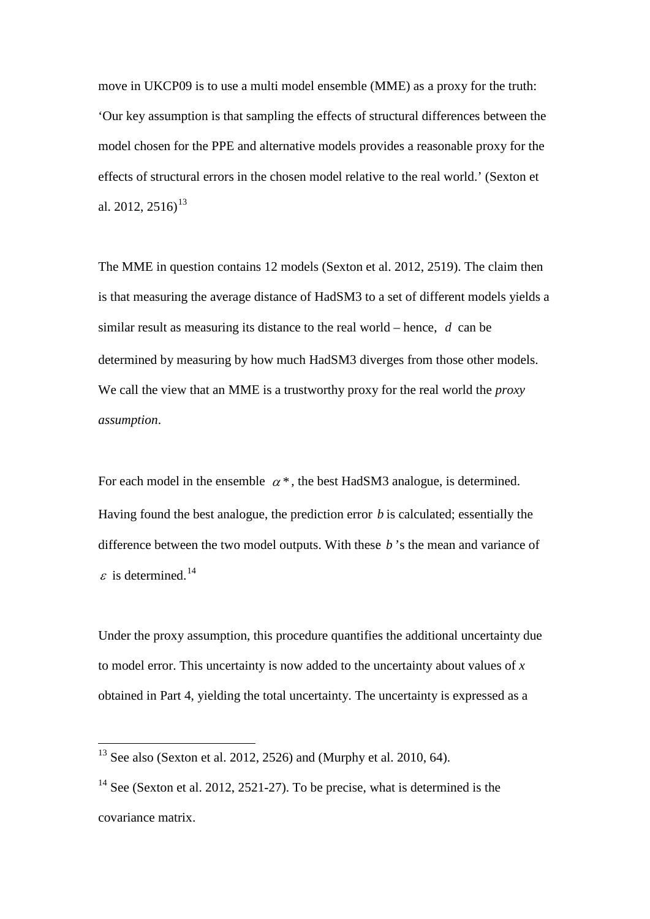move in UKCP09 is to use a multi model ensemble (MME) as a proxy for the truth: 'Our key assumption is that sampling the effects of structural differences between the model chosen for the PPE and alternative models provides a reasonable proxy for the effects of structural errors in the chosen model relative to the real world.' (Sexton et al. 2012, 2516)[13]

The MME in question contains 12 models (Sexton et al. 2012, 2519). The claim then is that measuring the average distance of HadSM3 to a set of different models yields a similar result as measuring its distance to the real world – hence, $d$ can be determined by measuring by how much HadSM3 diverges from those other models. We call the view that an MME is a trustworthy proxy for the real world the *proxy assumption*.

For each model in the ensemble $\alpha^*$, the best HadSM3 analogue, is determined. Having found the best analogue, the prediction error $b$ is calculated; essentially the difference between the two model outputs. With these $b$'s the mean and variance of $\varepsilon$ is determined.[14]

Under the proxy assumption, this procedure quantifies the additional uncertainty due to model error. This uncertainty is now added to the uncertainty about values of $x$ obtained in Part 4, yielding the total uncertainty. The uncertainty is expressed as a

[13] See also (Sexton et al. 2012, 2526) and (Murphy et al. 2010, 64).

[14] See (Sexton et al. 2012, 2521-27). To be precise, what is determined is the covariance matrix.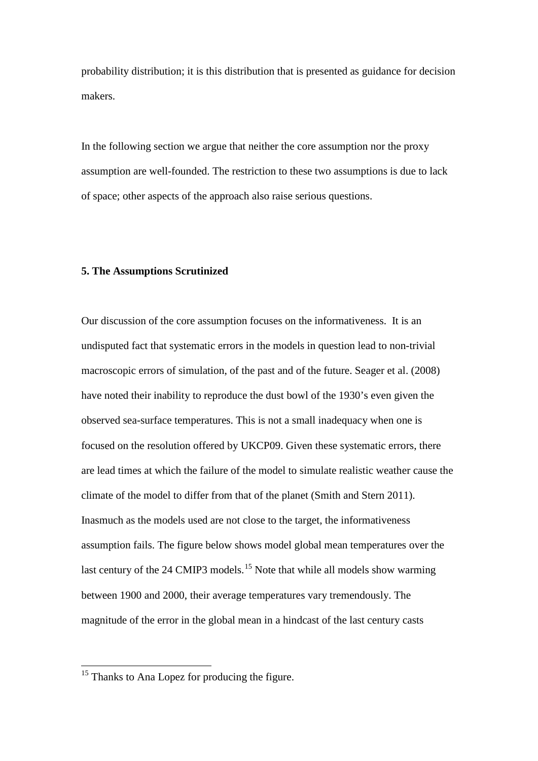probability distribution; it is this distribution that is presented as guidance for decision makers.

In the following section we argue that neither the core assumption nor the proxy assumption are well-founded. The restriction to these two assumptions is due to lack of space; other aspects of the approach also raise serious questions.

## 5. The Assumptions Scrutinized

Our discussion of the core assumption focuses on the informativeness. It is an undisputed fact that systematic errors in the models in question lead to non-trivial macroscopic errors of simulation, of the past and of the future. Seager et al. (2008) have noted their inability to reproduce the dust bowl of the 1930's even given the observed sea-surface temperatures. This is not a small inadequacy when one is focused on the resolution offered by UKCP09. Given these systematic errors, there are lead times at which the failure of the model to simulate realistic weather cause the climate of the model to differ from that of the planet (Smith and Stern 2011). Inasmuch as the models used are not close to the target, the informativeness assumption fails. The figure below shows model global mean temperatures over the last century of the 24 CMIP3 models.[15] Note that while all models show warming between 1900 and 2000, their average temperatures vary tremendously. The magnitude of the error in the global mean in a hindcast of the last century casts

[15] Thanks to Ana Lopez for producing the figure.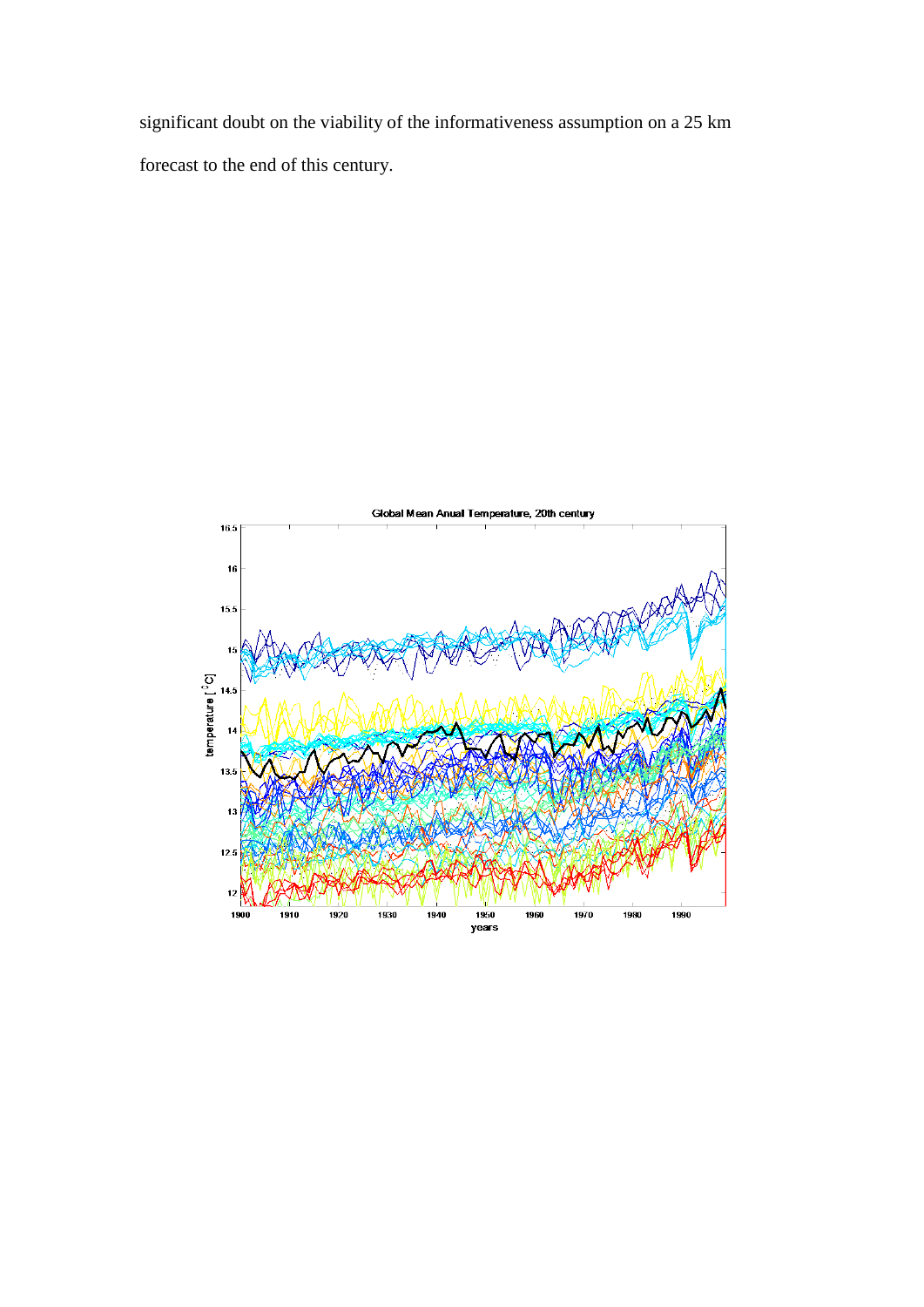significant doubt on the viability of the informativeness assumption on a 25 km forecast to the end of this century.

Global Mean Anual Temperature, 20th century

16.5
16
15.5
15
14.5
14
13.5
13
12.5
12

temperature [°C]

1900 1910 1920 1930 1940 1950 1960 1970 1980 1990

years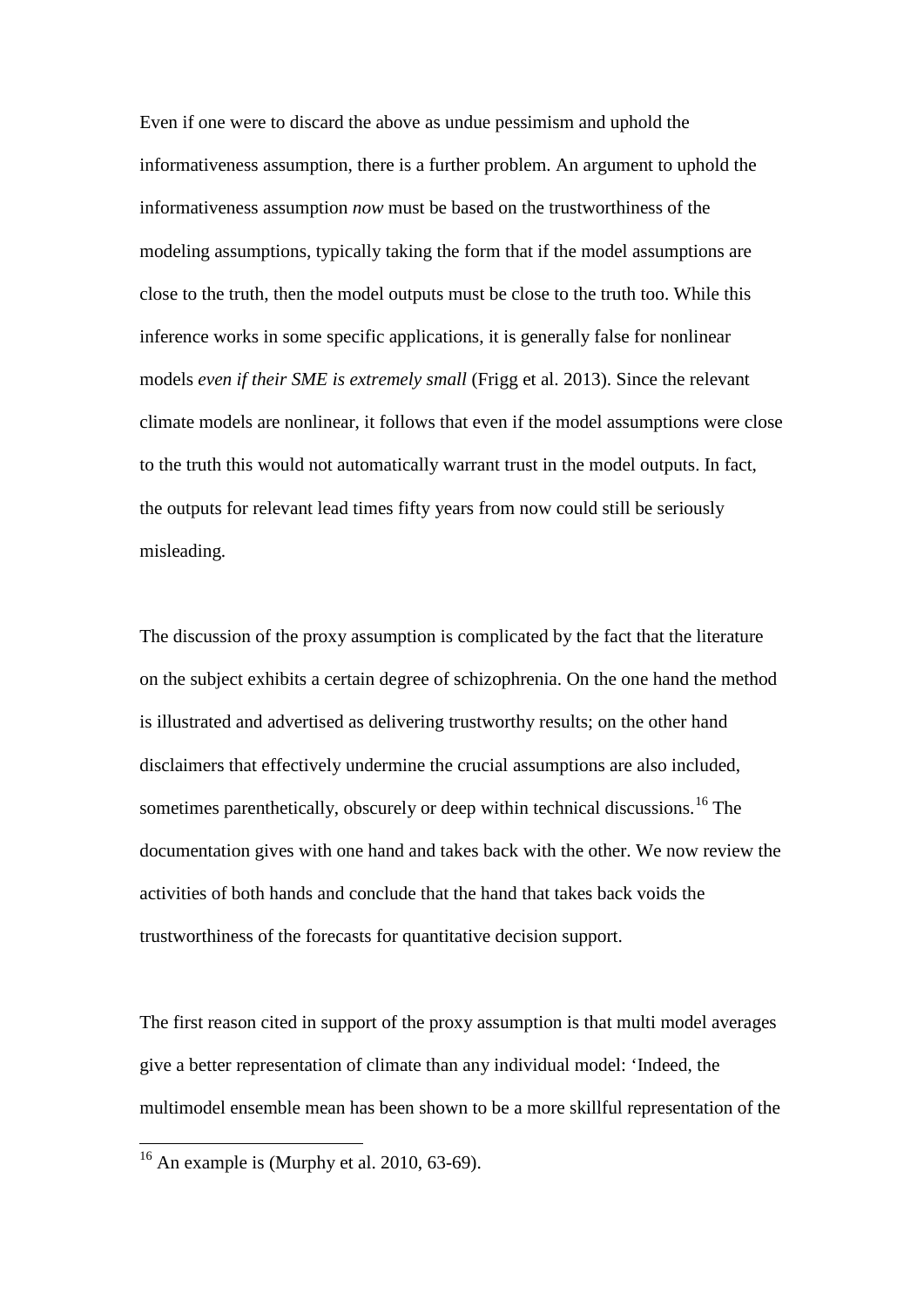Even if one were to discard the above as undue pessimism and uphold the informativeness assumption, there is a further problem. An argument to uphold the informativeness assumption *now* must be based on the trustworthiness of the modeling assumptions, typically taking the form that if the model assumptions are close to the truth, then the model outputs must be close to the truth too. While this inference works in some specific applications, it is generally false for nonlinear models *even if their SME is extremely small* (Frigg et al. 2013). Since the relevant climate models are nonlinear, it follows that even if the model assumptions were close to the truth this would not automatically warrant trust in the model outputs. In fact, the outputs for relevant lead times fifty years from now could still be seriously misleading.

The discussion of the proxy assumption is complicated by the fact that the literature on the subject exhibits a certain degree of schizophrenia. On the one hand the method is illustrated and advertised as delivering trustworthy results; on the other hand disclaimers that effectively undermine the crucial assumptions are also included, sometimes parenthetically, obscurely or deep within technical discussions.[16] The documentation gives with one hand and takes back with the other. We now review the activities of both hands and conclude that the hand that takes back voids the trustworthiness of the forecasts for quantitative decision support.

The first reason cited in support of the proxy assumption is that multi model averages give a better representation of climate than any individual model: 'Indeed, the multimodel ensemble mean has been shown to be a more skillful representation of the

[16] An example is (Murphy et al. 2010, 63-69).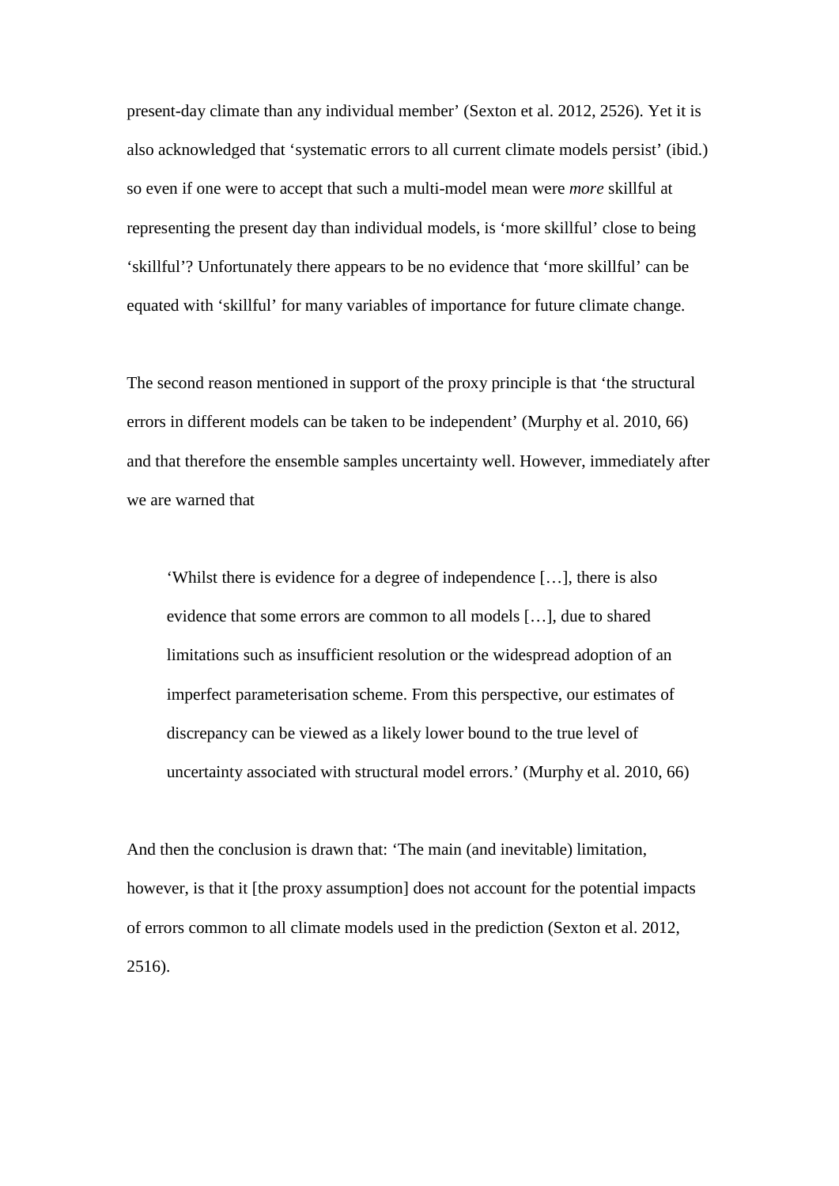present-day climate than any individual member' (Sexton et al. 2012, 2526). Yet it is also acknowledged that 'systematic errors to all current climate models persist' (ibid.) so even if one were to accept that such a multi-model mean were *more* skillful at representing the present day than individual models, is 'more skillful' close to being 'skillful'? Unfortunately there appears to be no evidence that 'more skillful' can be equated with 'skillful' for many variables of importance for future climate change.

The second reason mentioned in support of the proxy principle is that 'the structural errors in different models can be taken to be independent' (Murphy et al. 2010, 66) and that therefore the ensemble samples uncertainty well. However, immediately after we are warned that

> 'Whilst there is evidence for a degree of independence […], there is also evidence that some errors are common to all models […], due to shared limitations such as insufficient resolution or the widespread adoption of an imperfect parameterisation scheme. From this perspective, our estimates of discrepancy can be viewed as a likely lower bound to the true level of uncertainty associated with structural model errors.' (Murphy et al. 2010, 66)

And then the conclusion is drawn that: 'The main (and inevitable) limitation, however, is that it [the proxy assumption] does not account for the potential impacts of errors common to all climate models used in the prediction (Sexton et al. 2012, 2516).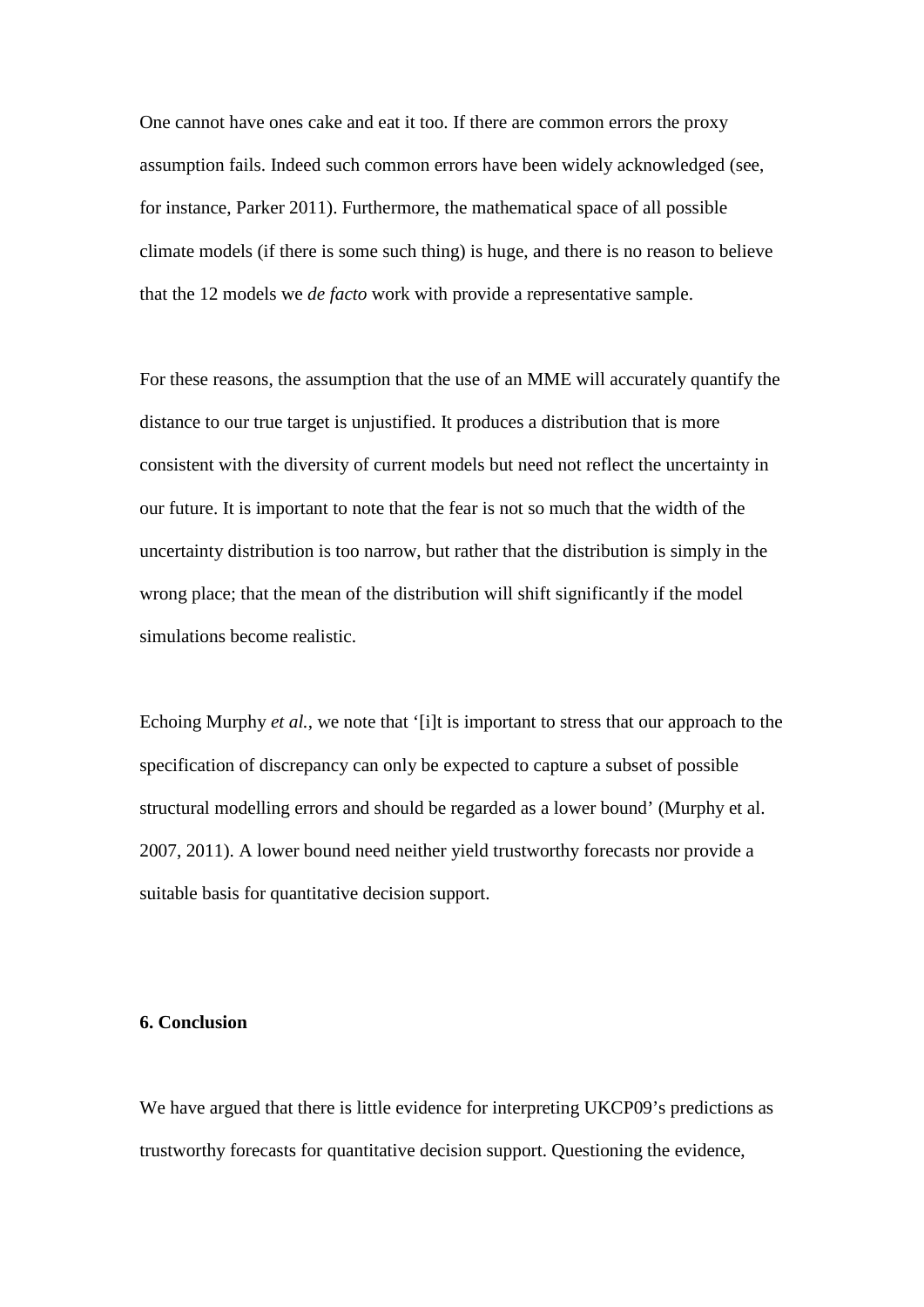One cannot have ones cake and eat it too. If there are common errors the proxy assumption fails. Indeed such common errors have been widely acknowledged (see, for instance, Parker 2011). Furthermore, the mathematical space of all possible climate models (if there is some such thing) is huge, and there is no reason to believe that the 12 models we *de facto* work with provide a representative sample.

For these reasons, the assumption that the use of an MME will accurately quantify the distance to our true target is unjustified. It produces a distribution that is more consistent with the diversity of current models but need not reflect the uncertainty in our future. It is important to note that the fear is not so much that the width of the uncertainty distribution is too narrow, but rather that the distribution is simply in the wrong place; that the mean of the distribution will shift significantly if the model simulations become realistic.

Echoing Murphy *et al.*, we note that '[i]t is important to stress that our approach to the specification of discrepancy can only be expected to capture a subset of possible structural modelling errors and should be regarded as a lower bound' (Murphy et al. 2007, 2011). A lower bound need neither yield trustworthy forecasts nor provide a suitable basis for quantitative decision support.

## 6. Conclusion

We have argued that there is little evidence for interpreting UKCP09's predictions as trustworthy forecasts for quantitative decision support. Questioning the evidence,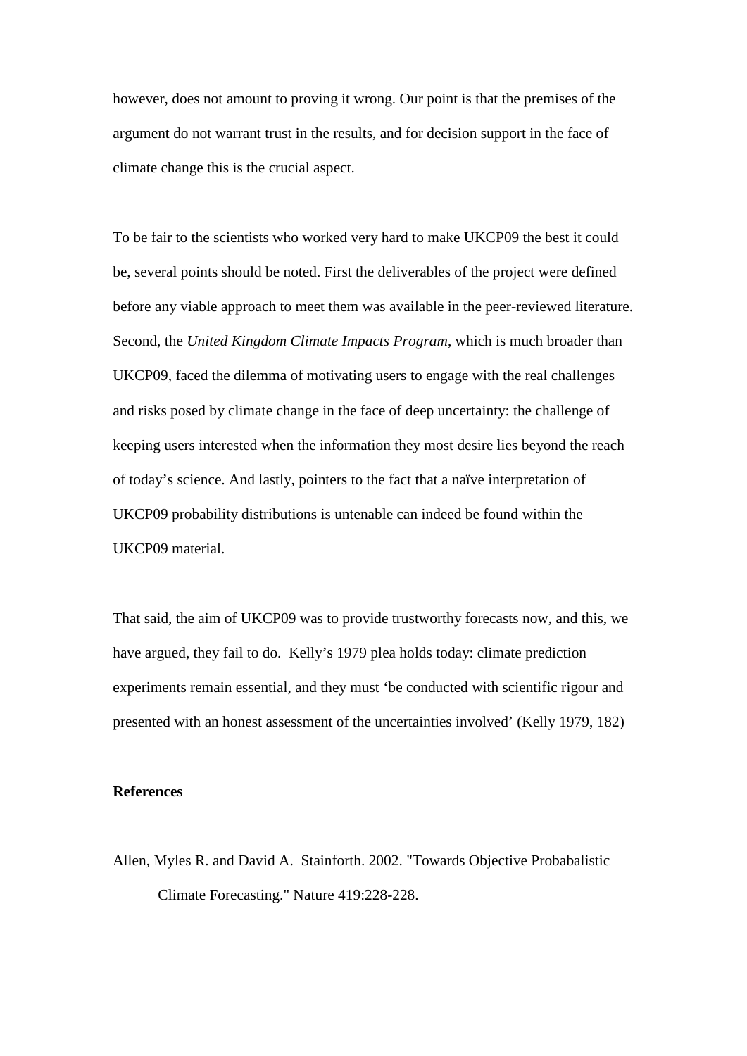however, does not amount to proving it wrong. Our point is that the premises of the argument do not warrant trust in the results, and for decision support in the face of climate change this is the crucial aspect.

To be fair to the scientists who worked very hard to make UKCP09 the best it could be, several points should be noted. First the deliverables of the project were defined before any viable approach to meet them was available in the peer-reviewed literature. Second, the *United Kingdom Climate Impacts Program*, which is much broader than UKCP09, faced the dilemma of motivating users to engage with the real challenges and risks posed by climate change in the face of deep uncertainty: the challenge of keeping users interested when the information they most desire lies beyond the reach of today's science. And lastly, pointers to the fact that a naïve interpretation of UKCP09 probability distributions is untenable can indeed be found within the UKCP09 material.

That said, the aim of UKCP09 was to provide trustworthy forecasts now, and this, we have argued, they fail to do. Kelly's 1979 plea holds today: climate prediction experiments remain essential, and they must 'be conducted with scientific rigour and presented with an honest assessment of the uncertainties involved' (Kelly 1979, 182)

**References**

Allen, Myles R. and David A. Stainforth. 2002. "Towards Objective Probabalistic Climate Forecasting." Nature 419:228-228.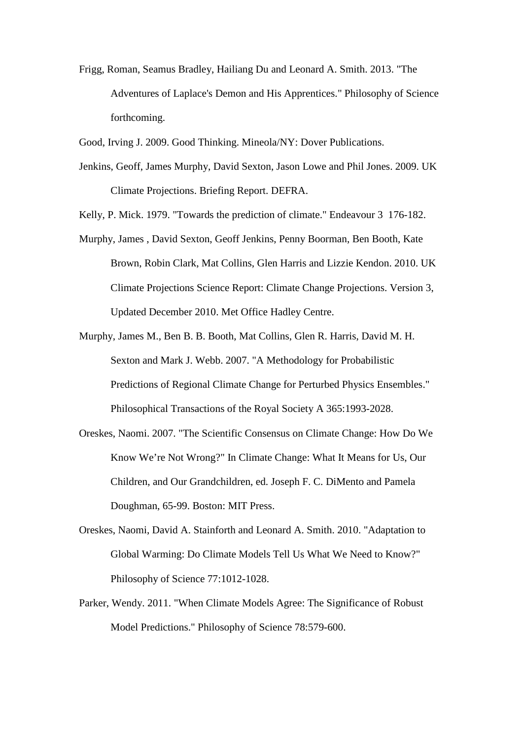Frigg, Roman, Seamus Bradley, Hailiang Du and Leonard A. Smith. 2013. "The Adventures of Laplace's Demon and His Apprentices." Philosophy of Science forthcoming.

Good, Irving J. 2009. Good Thinking. Mineola/NY: Dover Publications.

Jenkins, Geoff, James Murphy, David Sexton, Jason Lowe and Phil Jones. 2009. UK Climate Projections. Briefing Report. DEFRA.

Kelly, P. Mick. 1979. "Towards the prediction of climate." Endeavour 3 176-182.

Murphy, James , David Sexton, Geoff Jenkins, Penny Boorman, Ben Booth, Kate Brown, Robin Clark, Mat Collins, Glen Harris and Lizzie Kendon. 2010. UK Climate Projections Science Report: Climate Change Projections. Version 3, Updated December 2010. Met Office Hadley Centre.

Murphy, James M., Ben B. B. Booth, Mat Collins, Glen R. Harris, David M. H. Sexton and Mark J. Webb. 2007. "A Methodology for Probabilistic Predictions of Regional Climate Change for Perturbed Physics Ensembles." Philosophical Transactions of the Royal Society A 365:1993-2028.

Oreskes, Naomi. 2007. "The Scientific Consensus on Climate Change: How Do We Know We're Not Wrong?" In Climate Change: What It Means for Us, Our Children, and Our Grandchildren, ed. Joseph F. C. DiMento and Pamela Doughman, 65-99. Boston: MIT Press.

Oreskes, Naomi, David A. Stainforth and Leonard A. Smith. 2010. "Adaptation to Global Warming: Do Climate Models Tell Us What We Need to Know?" Philosophy of Science 77:1012-1028.

Parker, Wendy. 2011. "When Climate Models Agree: The Significance of Robust Model Predictions." Philosophy of Science 78:579-600.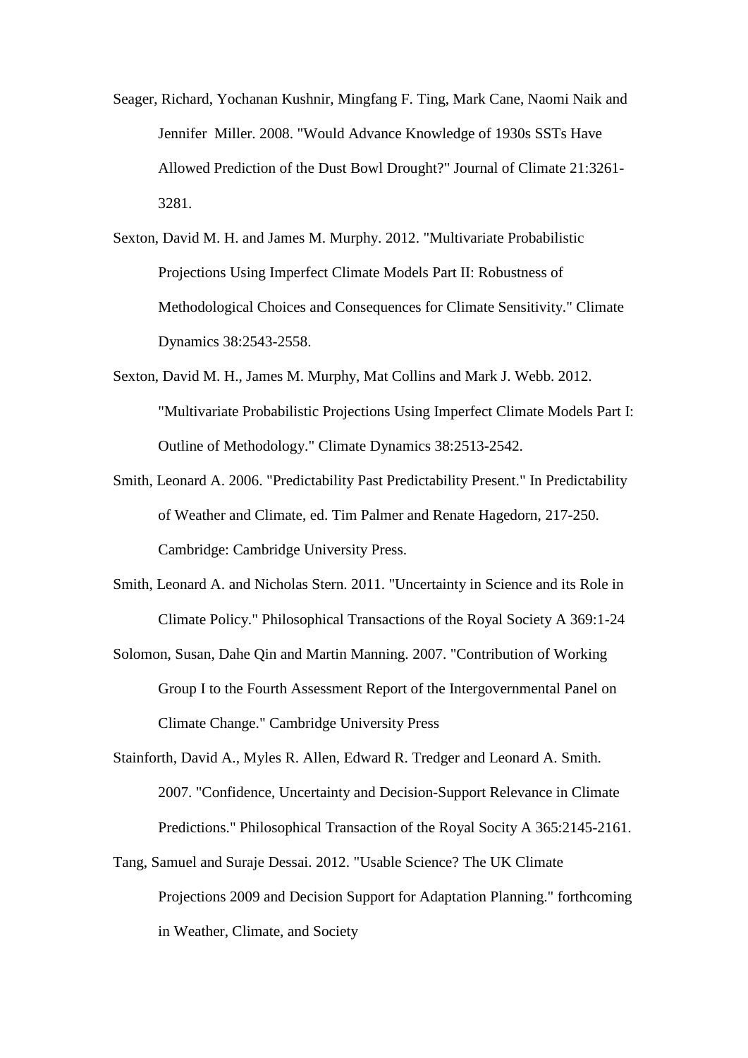Seager, Richard, Yochanan Kushnir, Mingfang F. Ting, Mark Cane, Naomi Naik and Jennifer Miller. 2008. "Would Advance Knowledge of 1930s SSTs Have Allowed Prediction of the Dust Bowl Drought?" Journal of Climate 21:3261-3281.

Sexton, David M. H. and James M. Murphy. 2012. "Multivariate Probabilistic Projections Using Imperfect Climate Models Part II: Robustness of Methodological Choices and Consequences for Climate Sensitivity." Climate Dynamics 38:2543-2558.

Sexton, David M. H., James M. Murphy, Mat Collins and Mark J. Webb. 2012. "Multivariate Probabilistic Projections Using Imperfect Climate Models Part I: Outline of Methodology." Climate Dynamics 38:2513-2542.

Smith, Leonard A. 2006. "Predictability Past Predictability Present." In Predictability of Weather and Climate, ed. Tim Palmer and Renate Hagedorn, 217-250. Cambridge: Cambridge University Press.

Smith, Leonard A. and Nicholas Stern. 2011. "Uncertainty in Science and its Role in Climate Policy." Philosophical Transactions of the Royal Society A 369:1-24

Solomon, Susan, Dahe Qin and Martin Manning. 2007. "Contribution of Working Group I to the Fourth Assessment Report of the Intergovernmental Panel on Climate Change." Cambridge University Press

Stainforth, David A., Myles R. Allen, Edward R. Tredger and Leonard A. Smith. 2007. "Confidence, Uncertainty and Decision-Support Relevance in Climate Predictions." Philosophical Transaction of the Royal Socity A 365:2145-2161.

Tang, Samuel and Suraje Dessai. 2012. "Usable Science? The UK Climate Projections 2009 and Decision Support for Adaptation Planning." forthcoming in Weather, Climate, and Society